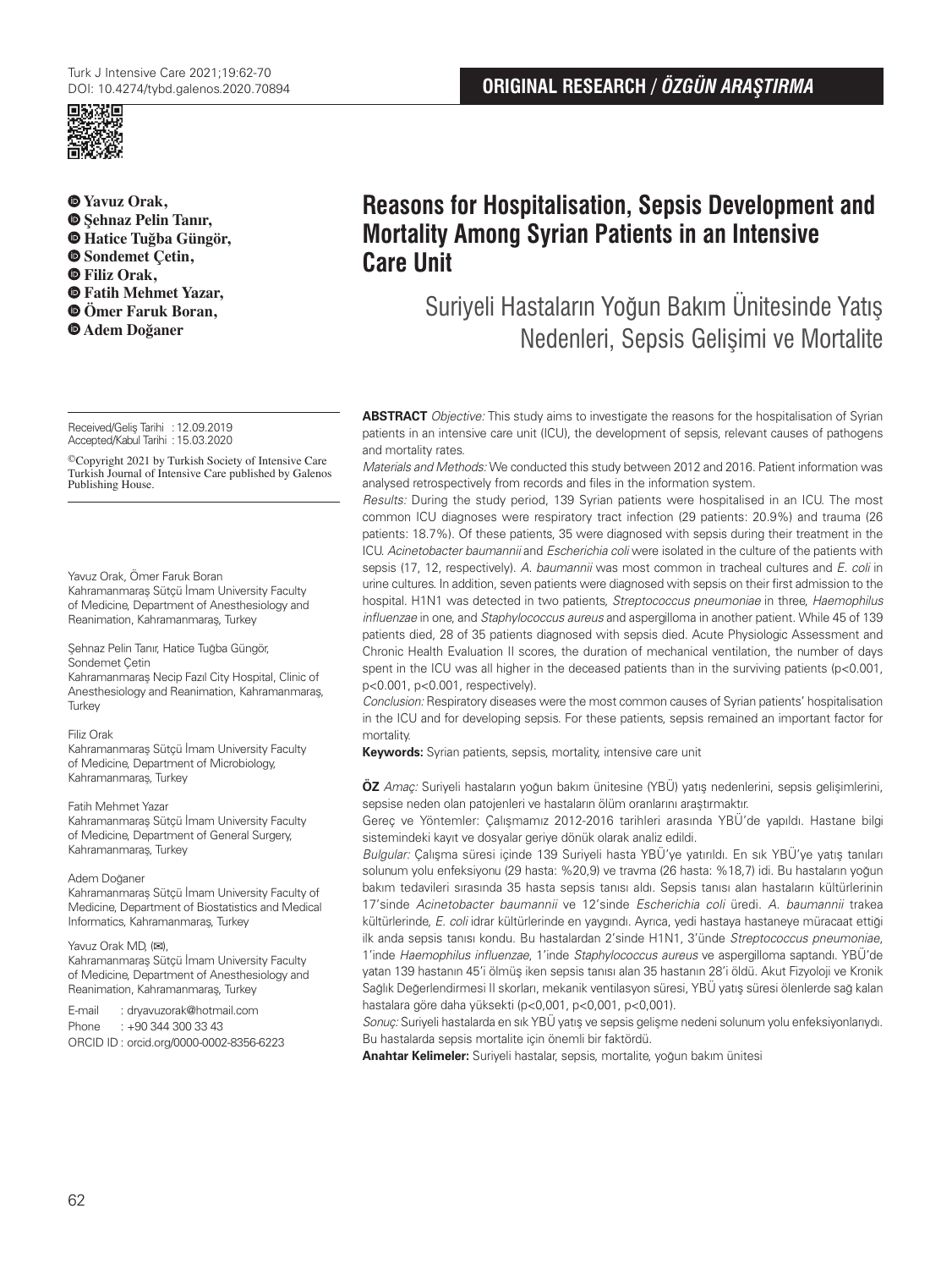ORIGINAL RESEARCH / *ÖZGÜN ARAŞTIRMA*

**Yavuz Orak,**
**Şehnaz Pelin Tanır,**
**Hatice Tuğba Güngör,**
**Sondemet Çetin,**
**Filiz Orak,**
**Fatih Mehmet Yazar,**
**Ömer Faruk Boran,**
**Adem Doğaner**

# Reasons for Hospitalisation, Sepsis Development and Mortality Among Syrian Patients in an Intensive Care Unit

## Suriyeli Hastaların Yoğun Bakım Ünitesinde Yatış Nedenleri, Sepsis Gelişimi ve Mortalite

Received/Geliş Tarihi : 12.09.2019
Accepted/Kabul Tarihi : 15.03.2020

©Copyright 2021 by Turkish Society of Intensive Care Turkish Journal of Intensive Care published by Galenos Publishing House.

Yavuz Orak, Ömer Faruk Boran
Kahramanmaraş Sütçü İmam University Faculty of Medicine, Department of Anesthesiology and Reanimation, Kahramanmaraş, Turkey

Şehnaz Pelin Tanır, Hatice Tuğba Güngör, Sondemet Çetin
Kahramanmaraş Necip Fazıl City Hospital, Clinic of Anesthesiology and Reanimation, Kahramanmaraş, Turkey

Filiz Orak
Kahramanmaraş Sütçü İmam University Faculty of Medicine, Department of Microbiology, Kahramanmaraş, Turkey

Fatih Mehmet Yazar
Kahramanmaraş Sütçü İmam University Faculty of Medicine, Department of General Surgery, Kahramanmaraş, Turkey

Adem Doğaner
Kahramanmaraş Sütçü İmam University Faculty of Medicine, Department of Biostatistics and Medical Informatics, Kahramanmaraş, Turkey

Yavuz Orak MD, (✉),
Kahramanmaraş Sütçü İmam University Faculty of Medicine, Department of Anesthesiology and Reanimation, Kahramanmaraş, Turkey

E-mail : dryavuzorak@hotmail.com
Phone : +90 344 300 33 43
ORCID ID : orcid.org/0000-0002-8356-6223

**ABSTRACT** *Objective:* This study aims to investigate the reasons for the hospitalisation of Syrian patients in an intensive care unit (ICU), the development of sepsis, relevant causes of pathogens and mortality rates.

*Materials and Methods:* We conducted this study between 2012 and 2016. Patient information was analysed retrospectively from records and files in the information system.

*Results:* During the study period, 139 Syrian patients were hospitalised in an ICU. The most common ICU diagnoses were respiratory tract infection (29 patients: 20.9%) and trauma (26 patients: 18.7%). Of these patients, 35 were diagnosed with sepsis during their treatment in the ICU. *Acinetobacter baumannii* and *Escherichia coli* were isolated in the culture of the patients with sepsis (17, 12, respectively). *A. baumannii* was most common in tracheal cultures and *E. coli* in urine cultures. In addition, seven patients were diagnosed with sepsis on their first admission to the hospital. H1N1 was detected in two patients, *Streptococcus pneumoniae* in three, *Haemophilus influenzae* in one, and *Staphylococcus aureus* and aspergilloma in another patient. While 45 of 139 patients died, 28 of 35 patients diagnosed with sepsis died. Acute Physiologic Assessment and Chronic Health Evaluation II scores, the duration of mechanical ventilation, the number of days spent in the ICU was all higher in the deceased patients than in the surviving patients (p<0.001, p<0.001, p<0.001, respectively).

*Conclusion:* Respiratory diseases were the most common causes of Syrian patients' hospitalisation in the ICU and for developing sepsis. For these patients, sepsis remained an important factor for mortality.

**Keywords:** Syrian patients, sepsis, mortality, intensive care unit

**ÖZ** *Amaç:* Suriyeli hastaların yoğun bakım ünitesine (YBÜ) yatış nedenlerini, sepsis gelişimlerini, sepsise neden olan patojenleri ve hastaların ölüm oranlarını araştırmaktır.

Gereç ve Yöntemler: Çalışmamız 2012-2016 tarihleri arasında YBÜ'de yapıldı. Hastane bilgi sistemindeki kayıt ve dosyalar geriye dönük olarak analiz edildi.

*Bulgular:* Çalışma süresi içinde 139 Suriyeli hasta YBÜ'ye yatırıldı. En sık YBÜ'ye yatış tanıları solunum yolu enfeksiyonu (29 hasta: %20,9) ve travma (26 hasta: %18,7) idi. Bu hastaların yoğun bakım tedavileri sırasında 35 hasta sepsis tanısı aldı. Sepsis tanısı alan hastaların kültürlerinin 17'sinde *Acinetobacter baumannii* ve 12'sinde *Escherichia coli* üredi. *A. baumannii* trakea kültürlerinde, *E. coli* idrar kültürlerinde en yaygındı. Ayrıca, yedi hastaya hastaneye müracaat ettiği ilk anda sepsis tanısı kondu. Bu hastalardan 2'sinde H1N1, 3'ünde *Streptococcus pneumoniae*, 1'inde *Haemophilus influenzae*, 1'inde *Staphylococcus aureus* ve aspergilloma saptandı. YBÜ'de yatan 139 hastanın 45'i ölmüş iken sepsis tanısı alan 35 hastanın 28'i öldü. Akut Fizyoloji ve Kronik Sağlık Değerlendirmesi II skorları, mekanik ventilasyon süresi, YBÜ yatış süresi ölenlerde sağ kalan hastalara göre daha yüksekti (p<0,001, p<0,001, p<0,001).

*Sonuç:* Suriyeli hastalarda en sık YBÜ yatış ve sepsis gelişme nedeni solunum yolu enfeksiyonlarıydı. Bu hastalarda sepsis mortalite için önemli bir faktördü.

**Anahtar Kelimeler:** Suriyeli hastalar, sepsis, mortalite, yoğun bakım ünitesi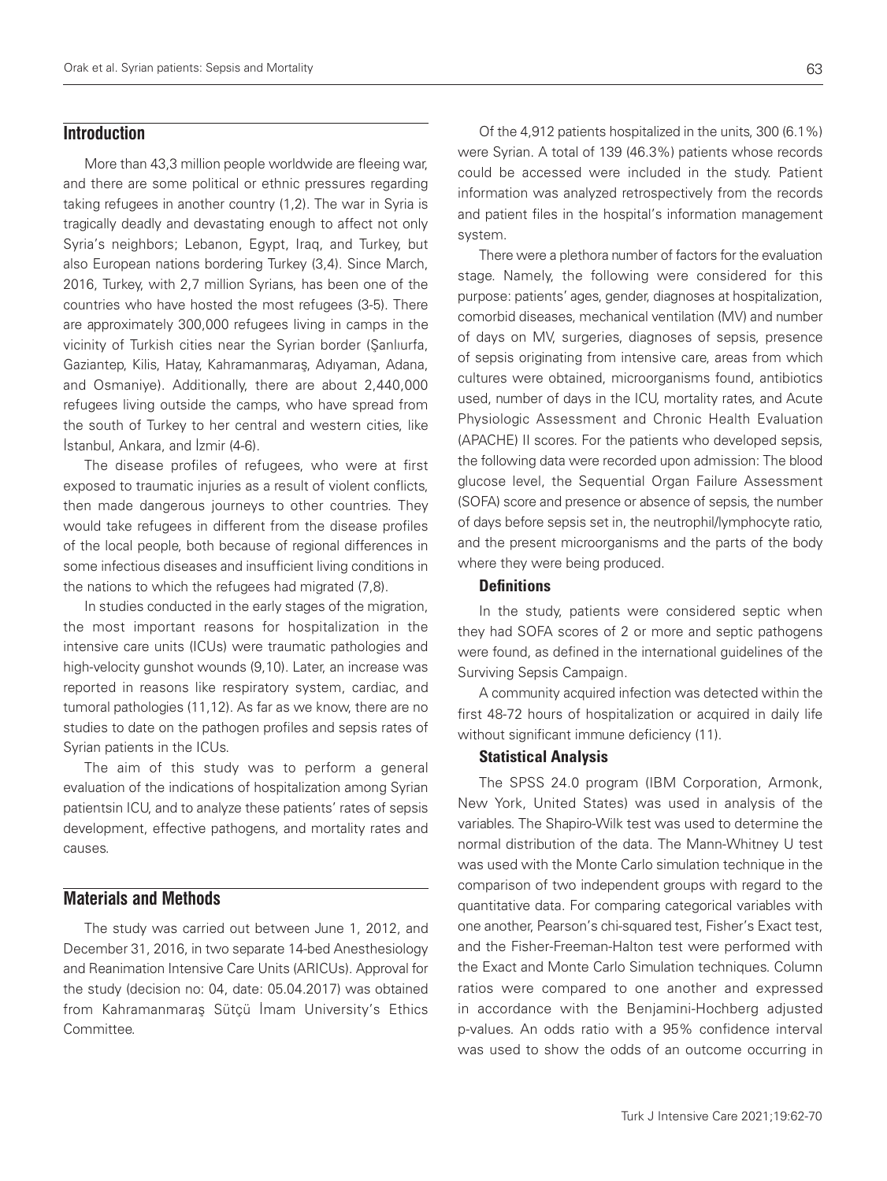## Introduction

More than 43,3 million people worldwide are fleeing war, and there are some political or ethnic pressures regarding taking refugees in another country (1,2). The war in Syria is tragically deadly and devastating enough to affect not only Syria's neighbors; Lebanon, Egypt, Iraq, and Turkey, but also European nations bordering Turkey (3,4). Since March, 2016, Turkey, with 2,7 million Syrians, has been one of the countries who have hosted the most refugees (3-5). There are approximately 300,000 refugees living in camps in the vicinity of Turkish cities near the Syrian border (Şanlıurfa, Gaziantep, Kilis, Hatay, Kahramanmaraş, Adıyaman, Adana, and Osmaniye). Additionally, there are about 2,440,000 refugees living outside the camps, who have spread from the south of Turkey to her central and western cities, like İstanbul, Ankara, and İzmir (4-6).

The disease profiles of refugees, who were at first exposed to traumatic injuries as a result of violent conflicts, then made dangerous journeys to other countries. They would take refugees in different from the disease profiles of the local people, both because of regional differences in some infectious diseases and insufficient living conditions in the nations to which the refugees had migrated (7,8).

In studies conducted in the early stages of the migration, the most important reasons for hospitalization in the intensive care units (ICUs) were traumatic pathologies and high-velocity gunshot wounds (9,10). Later, an increase was reported in reasons like respiratory system, cardiac, and tumoral pathologies (11,12). As far as we know, there are no studies to date on the pathogen profiles and sepsis rates of Syrian patients in the ICUs.

The aim of this study was to perform a general evaluation of the indications of hospitalization among Syrian patientsin ICU, and to analyze these patients' rates of sepsis development, effective pathogens, and mortality rates and causes.

## Materials and Methods

The study was carried out between June 1, 2012, and December 31, 2016, in two separate 14-bed Anesthesiology and Reanimation Intensive Care Units (ARICUs). Approval for the study (decision no: 04, date: 05.04.2017) was obtained from Kahramanmaraş Sütçü İmam University's Ethics Committee.

Of the 4,912 patients hospitalized in the units, 300 (6.1%) were Syrian. A total of 139 (46.3%) patients whose records could be accessed were included in the study. Patient information was analyzed retrospectively from the records and patient files in the hospital's information management system.

There were a plethora number of factors for the evaluation stage. Namely, the following were considered for this purpose: patients' ages, gender, diagnoses at hospitalization, comorbid diseases, mechanical ventilation (MV) and number of days on MV, surgeries, diagnoses of sepsis, presence of sepsis originating from intensive care, areas from which cultures were obtained, microorganisms found, antibiotics used, number of days in the ICU, mortality rates, and Acute Physiologic Assessment and Chronic Health Evaluation (APACHE) II scores. For the patients who developed sepsis, the following data were recorded upon admission: The blood glucose level, the Sequential Organ Failure Assessment (SOFA) score and presence or absence of sepsis, the number of days before sepsis set in, the neutrophil/lymphocyte ratio, and the present microorganisms and the parts of the body where they were being produced.

### Definitions

In the study, patients were considered septic when they had SOFA scores of 2 or more and septic pathogens were found, as defined in the international guidelines of the Surviving Sepsis Campaign.

A community acquired infection was detected within the first 48-72 hours of hospitalization or acquired in daily life without significant immune deficiency (11).

### Statistical Analysis

The SPSS 24.0 program (IBM Corporation, Armonk, New York, United States) was used in analysis of the variables. The Shapiro-Wilk test was used to determine the normal distribution of the data. The Mann-Whitney U test was used with the Monte Carlo simulation technique in the comparison of two independent groups with regard to the quantitative data. For comparing categorical variables with one another, Pearson's chi-squared test, Fisher's Exact test, and the Fisher-Freeman-Halton test were performed with the Exact and Monte Carlo Simulation techniques. Column ratios were compared to one another and expressed in accordance with the Benjamini-Hochberg adjusted p-values. An odds ratio with a 95% confidence interval was used to show the odds of an outcome occurring in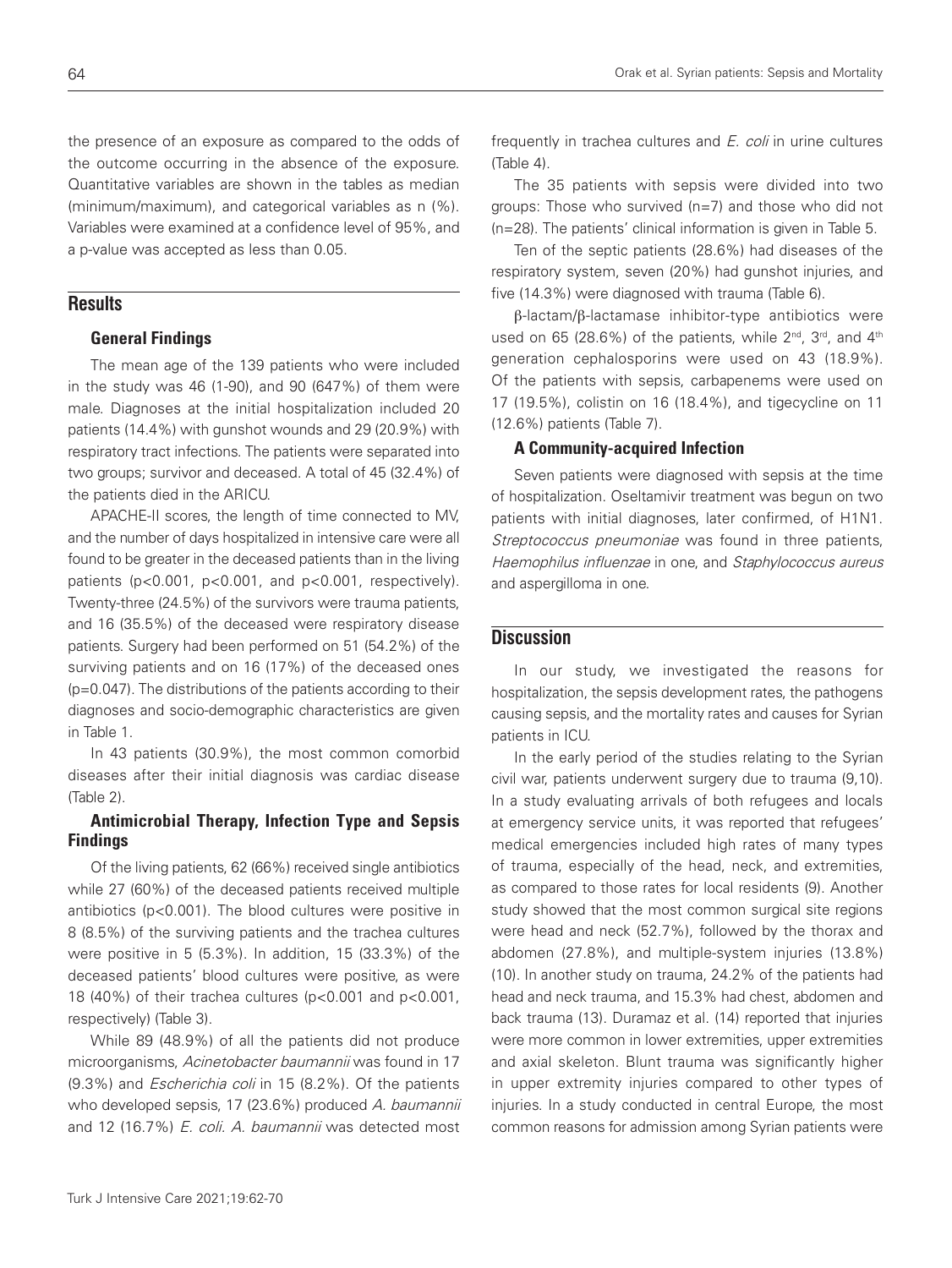the presence of an exposure as compared to the odds of the outcome occurring in the absence of the exposure. Quantitative variables are shown in the tables as median (minimum/maximum), and categorical variables as n (%). Variables were examined at a confidence level of 95%, and a p-value was accepted as less than 0.05.

## Results

### General Findings

The mean age of the 139 patients who were included in the study was 46 (1-90), and 90 (647%) of them were male. Diagnoses at the initial hospitalization included 20 patients (14.4%) with gunshot wounds and 29 (20.9%) with respiratory tract infections. The patients were separated into two groups; survivor and deceased. A total of 45 (32.4%) of the patients died in the ARICU.

APACHE-II scores, the length of time connected to MV, and the number of days hospitalized in intensive care were all found to be greater in the deceased patients than in the living patients (p<0.001, p<0.001, and p<0.001, respectively). Twenty-three (24.5%) of the survivors were trauma patients, and 16 (35.5%) of the deceased were respiratory disease patients. Surgery had been performed on 51 (54.2%) of the surviving patients and on 16 (17%) of the deceased ones (p=0.047). The distributions of the patients according to their diagnoses and socio-demographic characteristics are given in Table 1.

In 43 patients (30.9%), the most common comorbid diseases after their initial diagnosis was cardiac disease (Table 2).

### Antimicrobial Therapy, Infection Type and Sepsis Findings

Of the living patients, 62 (66%) received single antibiotics while 27 (60%) of the deceased patients received multiple antibiotics (p<0.001). The blood cultures were positive in 8 (8.5%) of the surviving patients and the trachea cultures were positive in 5 (5.3%). In addition, 15 (33.3%) of the deceased patients' blood cultures were positive, as were 18 (40%) of their trachea cultures (p<0.001 and p<0.001, respectively) (Table 3).

While 89 (48.9%) of all the patients did not produce microorganisms, *Acinetobacter baumannii* was found in 17 (9.3%) and *Escherichia coli* in 15 (8.2%). Of the patients who developed sepsis, 17 (23.6%) produced *A. baumannii* and 12 (16.7%) *E. coli*. *A. baumannii* was detected most frequently in trachea cultures and *E. coli* in urine cultures (Table 4).

The 35 patients with sepsis were divided into two groups: Those who survived (n=7) and those who did not (n=28). The patients' clinical information is given in Table 5.

Ten of the septic patients (28.6%) had diseases of the respiratory system, seven (20%) had gunshot injuries, and five (14.3%) were diagnosed with trauma (Table 6).

β-lactam/β-lactamase inhibitor-type antibiotics were used on 65 (28.6%) of the patients, while 2nd, 3rd, and 4th generation cephalosporins were used on 43 (18.9%). Of the patients with sepsis, carbapenems were used on 17 (19.5%), colistin on 16 (18.4%), and tigecycline on 11 (12.6%) patients (Table 7).

### A Community-acquired Infection

Seven patients were diagnosed with sepsis at the time of hospitalization. Oseltamivir treatment was begun on two patients with initial diagnoses, later confirmed, of H1N1. *Streptococcus pneumoniae* was found in three patients, *Haemophilus influenzae* in one, and *Staphylococcus aureus* and aspergilloma in one.

## Discussion

In our study, we investigated the reasons for hospitalization, the sepsis development rates, the pathogens causing sepsis, and the mortality rates and causes for Syrian patients in ICU.

In the early period of the studies relating to the Syrian civil war, patients underwent surgery due to trauma (9,10). In a study evaluating arrivals of both refugees and locals at emergency service units, it was reported that refugees' medical emergencies included high rates of many types of trauma, especially of the head, neck, and extremities, as compared to those rates for local residents (9). Another study showed that the most common surgical site regions were head and neck (52.7%), followed by the thorax and abdomen (27.8%), and multiple-system injuries (13.8%) (10). In another study on trauma, 24.2% of the patients had head and neck trauma, and 15.3% had chest, abdomen and back trauma (13). Duramaz et al. (14) reported that injuries were more common in lower extremities, upper extremities and axial skeleton. Blunt trauma was significantly higher in upper extremity injuries compared to other types of injuries. In a study conducted in central Europe, the most common reasons for admission among Syrian patients were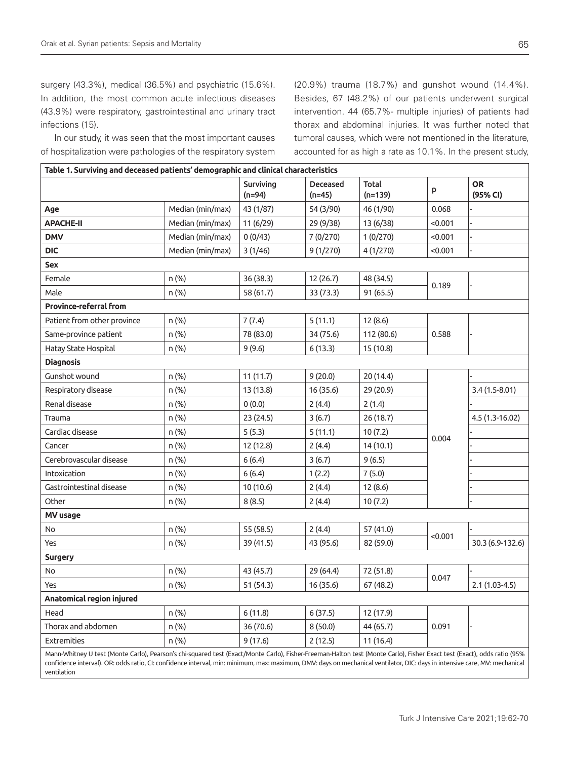surgery (43.3%), medical (36.5%) and psychiatric (15.6%). In addition, the most common acute infectious diseases (43.9%) were respiratory, gastrointestinal and urinary tract infections (15).

In our study, it was seen that the most important causes of hospitalization were pathologies of the respiratory system (20.9%) trauma (18.7%) and gunshot wound (14.4%). Besides, 67 (48.2%) of our patients underwent surgical intervention. 44 (65.7%- multiple injuries) of patients had thorax and abdominal injuries. It was further noted that tumoral causes, which were not mentioned in the literature, accounted for as high a rate as 10.1%. In the present study,

**Table 1. Surviving and deceased patients' demographic and clinical characteristics**

| | | Surviving (n=94) | Deceased (n=45) | Total (n=139) | p | OR (95% CI) |
|---|---|---|---|---|---|---|
| **Age** | Median (min/max) | 43 (1/87) | 54 (3/90) | 46 (1/90) | 0.068 | - |
| **APACHE-II** | Median (min/max) | 11 (6/29) | 29 (9/38) | 13 (6/38) | <0.001 | - |
| **DMV** | Median (min/max) | 0 (0/43) | 7 (0/270) | 1 (0/270) | <0.001 | - |
| **DIC** | Median (min/max) | 3 (1/46) | 9 (1/270) | 4 (1/270) | <0.001 | - |
| **Sex** | | | | | | |
| Female | n (%) | 36 (38.3) | 12 (26.7) | 48 (34.5) | 0.189 | - |
| Male | n (%) | 58 (61.7) | 33 (73.3) | 91 (65.5) | | |
| **Province-referral from** | | | | | | |
| Patient from other province | n (%) | 7 (7.4) | 5 (11.1) | 12 (8.6) | 0.588 | - |
| Same-province patient | n (%) | 78 (83.0) | 34 (75.6) | 112 (80.6) | | |
| Hatay State Hospital | n (%) | 9 (9.6) | 6 (13.3) | 15 (10.8) | | |
| **Diagnosis** | | | | | | |
| Gunshot wound | n (%) | 11 (11.7) | 9 (20.0) | 20 (14.4) | 0.004 | - |
| Respiratory disease | n (%) | 13 (13.8) | 16 (35.6) | 29 (20.9) | | 3.4 (1.5-8.01) |
| Renal disease | n (%) | 0 (0.0) | 2 (4.4) | 2 (1.4) | | - |
| Trauma | n (%) | 23 (24.5) | 3 (6.7) | 26 (18.7) | | 4.5 (1.3-16.02) |
| Cardiac disease | n (%) | 5 (5.3) | 5 (11.1) | 10 (7.2) | | - |
| Cancer | n (%) | 12 (12.8) | 2 (4.4) | 14 (10.1) | | - |
| Cerebrovascular disease | n (%) | 6 (6.4) | 3 (6.7) | 9 (6.5) | | - |
| Intoxication | n (%) | 6 (6.4) | 1 (2.2) | 7 (5.0) | | - |
| Gastrointestinal disease | n (%) | 10 (10.6) | 2 (4.4) | 12 (8.6) | | - |
| Other | n (%) | 8 (8.5) | 2 (4.4) | 10 (7.2) | | - |
| **MV usage** | | | | | | |
| No | n (%) | 55 (58.5) | 2 (4.4) | 57 (41.0) | <0.001 | - |
| Yes | n (%) | 39 (41.5) | 43 (95.6) | 82 (59.0) | | 30.3 (6.9-132.6) |
| **Surgery** | | | | | | |
| No | n (%) | 43 (45.7) | 29 (64.4) | 72 (51.8) | 0.047 | - |
| Yes | n (%) | 51 (54.3) | 16 (35.6) | 67 (48.2) | | 2.1 (1.03-4.5) |
| **Anatomical region injured** | | | | | | |
| Head | n (%) | 6 (11.8) | 6 (37.5) | 12 (17.9) | 0.091 | - |
| Thorax and abdomen | n (%) | 36 (70.6) | 8 (50.0) | 44 (65.7) | | |
| Extremities | n (%) | 9 (17.6) | 2 (12.5) | 11 (16.4) | | |

Mann-Whitney U test (Monte Carlo), Pearson's chi-squared test (Exact/Monte Carlo), Fisher-Freeman-Halton test (Monte Carlo), Fisher Exact test (Exact), odds ratio (95% confidence interval). OR: odds ratio, CI: confidence interval, min: minimum, max: maximum, DMV: days on mechanical ventilator, DIC: days in intensive care, MV: mechanical ventilation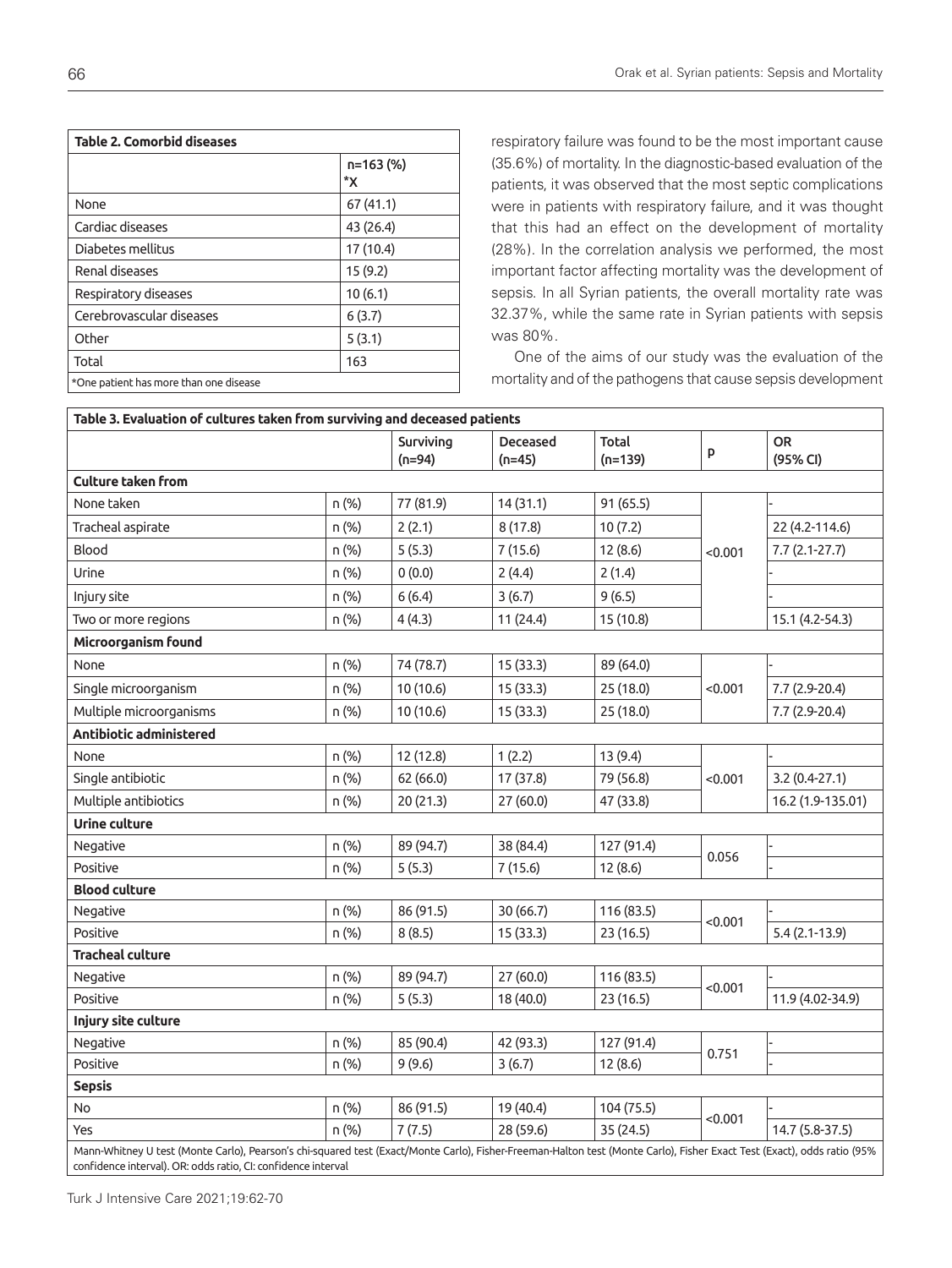**Table 2. Comorbid diseases**

| | n=163 (%) *X |
|---|---|
| None | 67 (41.1) |
| Cardiac diseases | 43 (26.4) |
| Diabetes mellitus | 17 (10.4) |
| Renal diseases | 15 (9.2) |
| Respiratory diseases | 10 (6.1) |
| Cerebrovascular diseases | 6 (3.7) |
| Other | 5 (3.1) |
| Total | 163 |

*One patient has more than one disease

respiratory failure was found to be the most important cause (35.6%) of mortality. In the diagnostic-based evaluation of the patients, it was observed that the most septic complications were in patients with respiratory failure, and it was thought that this had an effect on the development of mortality (28%). In the correlation analysis we performed, the most important factor affecting mortality was the development of sepsis. In all Syrian patients, the overall mortality rate was 32.37%, while the same rate in Syrian patients with sepsis was 80%.

One of the aims of our study was the evaluation of the mortality and of the pathogens that cause sepsis development

**Table 3. Evaluation of cultures taken from surviving and deceased patients**

| | | Surviving (n=94) | Deceased (n=45) | Total (n=139) | p | OR (95% CI) |
|---|---|---|---|---|---|---|
| **Culture taken from** | | | | | | |
| None taken | n (%) | 77 (81.9) | 14 (31.1) | 91 (65.5) | <0.001 | - |
| Tracheal aspirate | n (%) | 2 (2.1) | 8 (17.8) | 10 (7.2) | | 22 (4.2-114.6) |
| Blood | n (%) | 5 (5.3) | 7 (15.6) | 12 (8.6) | | 7.7 (2.1-27.7) |
| Urine | n (%) | 0 (0.0) | 2 (4.4) | 2 (1.4) | | - |
| Injury site | n (%) | 6 (6.4) | 3 (6.7) | 9 (6.5) | | - |
| Two or more regions | n (%) | 4 (4.3) | 11 (24.4) | 15 (10.8) | | 15.1 (4.2-54.3) |
| **Microorganism found** | | | | | | |
| None | n (%) | 74 (78.7) | 15 (33.3) | 89 (64.0) | <0.001 | - |
| Single microorganism | n (%) | 10 (10.6) | 15 (33.3) | 25 (18.0) | | 7.7 (2.9-20.4) |
| Multiple microorganisms | n (%) | 10 (10.6) | 15 (33.3) | 25 (18.0) | | 7.7 (2.9-20.4) |
| **Antibiotic administered** | | | | | | |
| None | n (%) | 12 (12.8) | 1 (2.2) | 13 (9.4) | <0.001 | - |
| Single antibiotic | n (%) | 62 (66.0) | 17 (37.8) | 79 (56.8) | | 3.2 (0.4-27.1) |
| Multiple antibiotics | n (%) | 20 (21.3) | 27 (60.0) | 47 (33.8) | | 16.2 (1.9-135.01) |
| **Urine culture** | | | | | | |
| Negative | n (%) | 89 (94.7) | 38 (84.4) | 127 (91.4) | 0.056 | - |
| Positive | n (%) | 5 (5.3) | 7 (15.6) | 12 (8.6) | | - |
| **Blood culture** | | | | | | |
| Negative | n (%) | 86 (91.5) | 30 (66.7) | 116 (83.5) | <0.001 | - |
| Positive | n (%) | 8 (8.5) | 15 (33.3) | 23 (16.5) | | 5.4 (2.1-13.9) |
| **Tracheal culture** | | | | | | |
| Negative | n (%) | 89 (94.7) | 27 (60.0) | 116 (83.5) | <0.001 | - |
| Positive | n (%) | 5 (5.3) | 18 (40.0) | 23 (16.5) | | 11.9 (4.02-34.9) |
| **Injury site culture** | | | | | | |
| Negative | n (%) | 85 (90.4) | 42 (93.3) | 127 (91.4) | 0.751 | - |
| Positive | n (%) | 9 (9.6) | 3 (6.7) | 12 (8.6) | | - |
| **Sepsis** | | | | | | |
| No | n (%) | 86 (91.5) | 19 (40.4) | 104 (75.5) | <0.001 | - |
| Yes | n (%) | 7 (7.5) | 28 (59.6) | 35 (24.5) | | 14.7 (5.8-37.5) |

Mann-Whitney U test (Monte Carlo), Pearson's chi-squared test (Exact/Monte Carlo), Fisher-Freeman-Halton test (Monte Carlo), Fisher Exact Test (Exact), odds ratio (95% confidence interval). OR: odds ratio, CI: confidence interval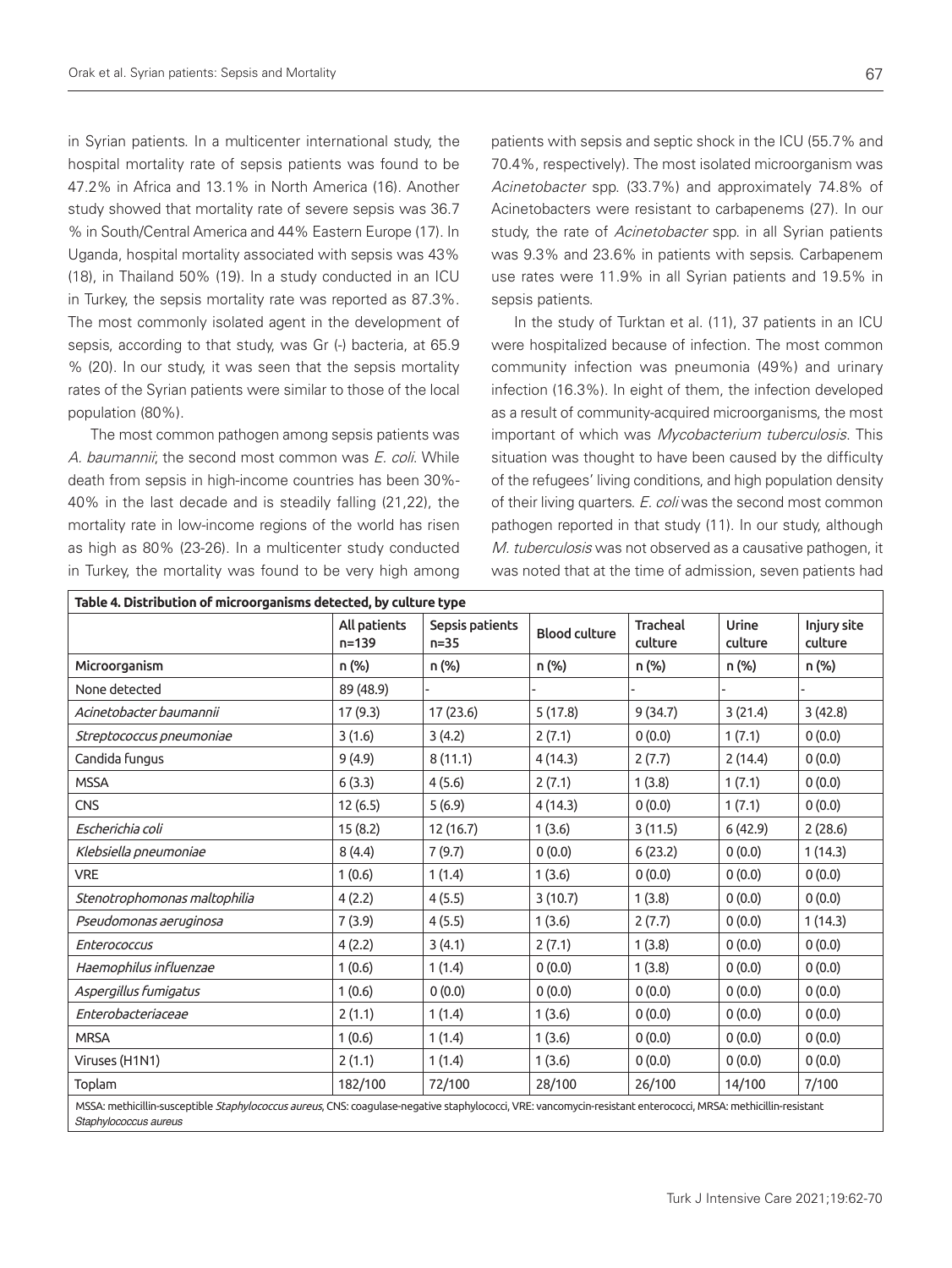in Syrian patients. In a multicenter international study, the hospital mortality rate of sepsis patients was found to be 47.2% in Africa and 13.1% in North America (16). Another study showed that mortality rate of severe sepsis was 36.7 % in South/Central America and 44% Eastern Europe (17). In Uganda, hospital mortality associated with sepsis was 43% (18), in Thailand 50% (19). In a study conducted in an ICU in Turkey, the sepsis mortality rate was reported as 87.3%. The most commonly isolated agent in the development of sepsis, according to that study, was Gr (-) bacteria, at 65.9 % (20). In our study, it was seen that the sepsis mortality rates of the Syrian patients were similar to those of the local population (80%).

The most common pathogen among sepsis patients was *A. baumannii*; the second most common was *E. coli*. While death from sepsis in high-income countries has been 30%-40% in the last decade and is steadily falling (21,22), the mortality rate in low-income regions of the world has risen as high as 80% (23-26). In a multicenter study conducted in Turkey, the mortality was found to be very high among patients with sepsis and septic shock in the ICU (55.7% and 70.4%, respectively). The most isolated microorganism was *Acinetobacter* spp. (33.7%) and approximately 74.8% of Acinetobacters were resistant to carbapenems (27). In our study, the rate of *Acinetobacter* spp. in all Syrian patients was 9.3% and 23.6% in patients with sepsis. Carbapenem use rates were 11.9% in all Syrian patients and 19.5% in sepsis patients.

In the study of Turktan et al. (11), 37 patients in an ICU were hospitalized because of infection. The most common community infection was pneumonia (49%) and urinary infection (16.3%). In eight of them, the infection developed as a result of community-acquired microorganisms, the most important of which was *Mycobacterium tuberculosis*. This situation was thought to have been caused by the difficulty of the refugees' living conditions, and high population density of their living quarters. *E. coli* was the second most common pathogen reported in that study (11). In our study, although *M. tuberculosis* was not observed as a causative pathogen, it was noted that at the time of admission, seven patients had

**Table 4. Distribution of microorganisms detected, by culture type**

| | All patients n=139 | Sepsis patients n=35 | Blood culture | Tracheal culture | Urine culture | Injury site culture |
|---|---|---|---|---|---|---|
| Microorganism | n (%) | n (%) | n (%) | n (%) | n (%) | n (%) |
| None detected | 89 (48.9) | - | - | - | - | - |
| *Acinetobacter baumannii* | 17 (9.3) | 17 (23.6) | 5 (17.8) | 9 (34.7) | 3 (21.4) | 3 (42.8) |
| *Streptococcus pneumoniae* | 3 (1.6) | 3 (4.2) | 2 (7.1) | 0 (0.0) | 1 (7.1) | 0 (0.0) |
| Candida fungus | 9 (4.9) | 8 (11.1) | 4 (14.3) | 2 (7.7) | 2 (14.4) | 0 (0.0) |
| MSSA | 6 (3.3) | 4 (5.6) | 2 (7.1) | 1 (3.8) | 1 (7.1) | 0 (0.0) |
| CNS | 12 (6.5) | 5 (6.9) | 4 (14.3) | 0 (0.0) | 1 (7.1) | 0 (0.0) |
| *Escherichia coli* | 15 (8.2) | 12 (16.7) | 1 (3.6) | 3 (11.5) | 6 (42.9) | 2 (28.6) |
| *Klebsiella pneumoniae* | 8 (4.4) | 7 (9.7) | 0 (0.0) | 6 (23.2) | 0 (0.0) | 1 (14.3) |
| VRE | 1 (0.6) | 1 (1.4) | 1 (3.6) | 0 (0.0) | 0 (0.0) | 0 (0.0) |
| *Stenotrophomonas maltophilia* | 4 (2.2) | 4 (5.5) | 3 (10.7) | 1 (3.8) | 0 (0.0) | 0 (0.0) |
| *Pseudomonas aeruginosa* | 7 (3.9) | 4 (5.5) | 1 (3.6) | 2 (7.7) | 0 (0.0) | 1 (14.3) |
| *Enterococcus* | 4 (2.2) | 3 (4.1) | 2 (7.1) | 1 (3.8) | 0 (0.0) | 0 (0.0) |
| *Haemophilus influenzae* | 1 (0.6) | 1 (1.4) | 0 (0.0) | 1 (3.8) | 0 (0.0) | 0 (0.0) |
| *Aspergillus fumigatus* | 1 (0.6) | 0 (0.0) | 0 (0.0) | 0 (0.0) | 0 (0.0) | 0 (0.0) |
| *Enterobacteriaceae* | 2 (1.1) | 1 (1.4) | 1 (3.6) | 0 (0.0) | 0 (0.0) | 0 (0.0) |
| MRSA | 1 (0.6) | 1 (1.4) | 1 (3.6) | 0 (0.0) | 0 (0.0) | 0 (0.0) |
| Viruses (H1N1) | 2 (1.1) | 1 (1.4) | 1 (3.6) | 0 (0.0) | 0 (0.0) | 0 (0.0) |
| Toplam | 182/100 | 72/100 | 28/100 | 26/100 | 14/100 | 7/100 |

MSSA: methicillin-susceptible *Staphylococcus aureus*, CNS: coagulase-negative staphylococci, VRE: vancomycin-resistant enterococci, MRSA: methicillin-resistant *Staphylococcus aureus*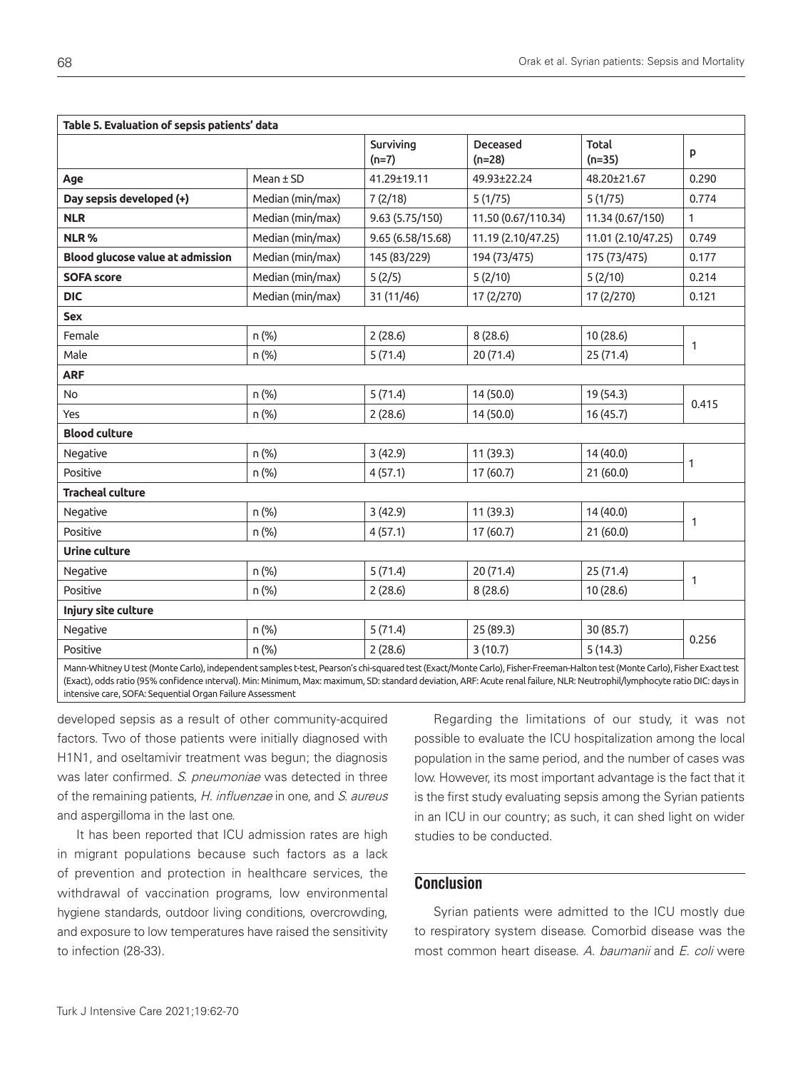| **Table 5. Evaluation of sepsis patients' data** | | | | | |
|---|---|---|---|---|---|
| | | **Surviving (n=7)** | **Deceased (n=28)** | **Total (n=35)** | **p** |
| **Age** | Mean ± SD | 41.29±19.11 | 49.93±22.24 | 48.20±21.67 | 0.290 |
| **Day sepsis developed (+)** | Median (min/max) | 7 (2/18) | 5 (1/75) | 5 (1/75) | 0.774 |
| **NLR** | Median (min/max) | 9.63 (5.75/150) | 11.50 (0.67/110.34) | 11.34 (0.67/150) | 1 |
| **NLR %** | Median (min/max) | 9.65 (6.58/15.68) | 11.19 (2.10/47.25) | 11.01 (2.10/47.25) | 0.749 |
| **Blood glucose value at admission** | Median (min/max) | 145 (83/229) | 194 (73/475) | 175 (73/475) | 0.177 |
| **SOFA score** | Median (min/max) | 5 (2/5) | 5 (2/10) | 5 (2/10) | 0.214 |
| **DIC** | Median (min/max) | 31 (11/46) | 17 (2/270) | 17 (2/270) | 0.121 |
| **Sex** | | | | | |
| Female | n (%) | 2 (28.6) | 8 (28.6) | 10 (28.6) | 1 |
| Male | n (%) | 5 (71.4) | 20 (71.4) | 25 (71.4) | |
| **ARF** | | | | | |
| No | n (%) | 5 (71.4) | 14 (50.0) | 19 (54.3) | 0.415 |
| Yes | n (%) | 2 (28.6) | 14 (50.0) | 16 (45.7) | |
| **Blood culture** | | | | | |
| Negative | n (%) | 3 (42.9) | 11 (39.3) | 14 (40.0) | 1 |
| Positive | n (%) | 4 (57.1) | 17 (60.7) | 21 (60.0) | |
| **Tracheal culture** | | | | | |
| Negative | n (%) | 3 (42.9) | 11 (39.3) | 14 (40.0) | 1 |
| Positive | n (%) | 4 (57.1) | 17 (60.7) | 21 (60.0) | |
| **Urine culture** | | | | | |
| Negative | n (%) | 5 (71.4) | 20 (71.4) | 25 (71.4) | 1 |
| Positive | n (%) | 2 (28.6) | 8 (28.6) | 10 (28.6) | |
| **Injury site culture** | | | | | |
| Negative | n (%) | 5 (71.4) | 25 (89.3) | 30 (85.7) | 0.256 |
| Positive | n (%) | 2 (28.6) | 3 (10.7) | 5 (14.3) | |

Mann-Whitney U test (Monte Carlo), independent samples t-test, Pearson's chi-squared test (Exact/Monte Carlo), Fisher-Freeman-Halton test (Monte Carlo), Fisher Exact test (Exact), odds ratio (95% confidence interval). Min: Minimum, Max: maximum, SD: standard deviation, ARF: Acute renal failure, NLR: Neutrophil/lymphocyte ratio DIC: days in intensive care, SOFA: Sequential Organ Failure Assessment

developed sepsis as a result of other community-acquired factors. Two of those patients were initially diagnosed with H1N1, and oseltamivir treatment was begun; the diagnosis was later confirmed. *S. pneumoniae* was detected in three of the remaining patients, *H. influenzae* in one, and *S. aureus* and aspergilloma in the last one.

It has been reported that ICU admission rates are high in migrant populations because such factors as a lack of prevention and protection in healthcare services, the withdrawal of vaccination programs, low environmental hygiene standards, outdoor living conditions, overcrowding, and exposure to low temperatures have raised the sensitivity to infection (28-33).

Regarding the limitations of our study, it was not possible to evaluate the ICU hospitalization among the local population in the same period, and the number of cases was low. However, its most important advantage is the fact that it is the first study evaluating sepsis among the Syrian patients in an ICU in our country; as such, it can shed light on wider studies to be conducted.

## Conclusion

Syrian patients were admitted to the ICU mostly due to respiratory system disease. Comorbid disease was the most common heart disease. *A. baumanii* and *E. coli* were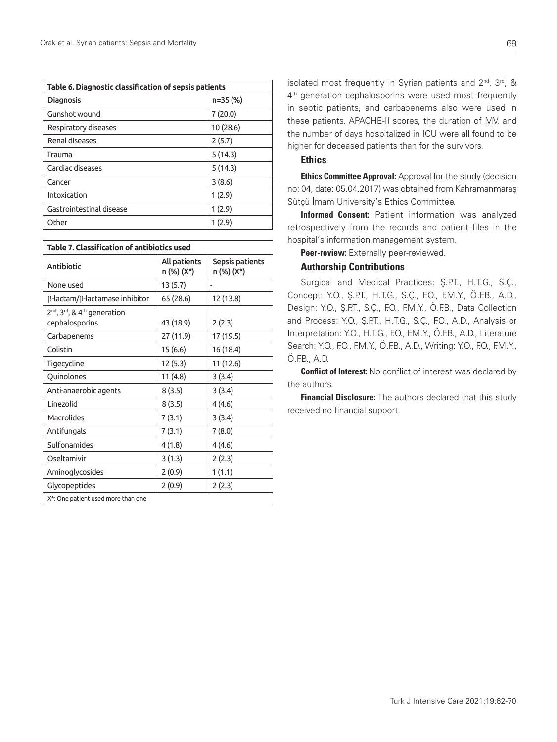**Table 6. Diagnostic classification of sepsis patients**

| Diagnosis | n=35 (%) |
| --- | --- |
| Gunshot wound | 7 (20.0) |
| Respiratory diseases | 10 (28.6) |
| Renal diseases | 2 (5.7) |
| Trauma | 5 (14.3) |
| Cardiac diseases | 5 (14.3) |
| Cancer | 3 (8.6) |
| Intoxication | 1 (2.9) |
| Gastrointestinal disease | 1 (2.9) |
| Other | 1 (2.9) |

**Table 7. Classification of antibiotics used**

| Antibiotic | All patients n (%) (X*) | Sepsis patients n (%) (X*) |
| --- | --- | --- |
| None used | 13 (5.7) | - |
| β-lactam/β-lactamase inhibitor | 65 (28.6) | 12 (13.8) |
| 2nd, 3rd, & 4th generation cephalosporins | 43 (18.9) | 2 (2.3) |
| Carbapenems | 27 (11.9) | 17 (19.5) |
| Colistin | 15 (6.6) | 16 (18.4) |
| Tigecycline | 12 (5.3) | 11 (12.6) |
| Quinolones | 11 (4.8) | 3 (3.4) |
| Anti-anaerobic agents | 8 (3.5) | 3 (3.4) |
| Linezolid | 8 (3.5) | 4 (4.6) |
| Macrolides | 7 (3.1) | 3 (3.4) |
| Antifungals | 7 (3.1) | 7 (8.0) |
| Sulfonamides | 4 (1.8) | 4 (4.6) |
| Oseltamivir | 3 (1.3) | 2 (2.3) |
| Aminoglycosides | 2 (0.9) | 1 (1.1) |
| Glycopeptides | 2 (0.9) | 2 (2.3) |

X*: One patient used more than one

isolated most frequently in Syrian patients and 2nd, 3rd, & 4th generation cephalosporins were used most frequently in septic patients, and carbapenems also were used in these patients. APACHE-II scores, the duration of MV, and the number of days hospitalized in ICU were all found to be higher for deceased patients than for the survivors.

### Ethics

**Ethics Committee Approval:** Approval for the study (decision no: 04, date: 05.04.2017) was obtained from Kahramanmaraş Sütçü İmam University's Ethics Committee.

**Informed Consent:** Patient information was analyzed retrospectively from the records and patient files in the hospital's information management system.

**Peer-review:** Externally peer-reviewed.

### Authorship Contributions

Surgical and Medical Practices: Ş.P.T., H.T.G., S.Ç., Concept: Y.O., Ş.P.T., H.T.G., S.Ç., F.O., F.M.Y., Ö.F.B., A.D., Design: Y.O., Ş.P.T., S.Ç., F.O., F.M.Y., Ö.F.B., Data Collection and Process: Y.O., Ş.P.T., H.T.G., S.Ç., F.O., A.D., Analysis or Interpretation: Y.O., H.T.G., F.O., F.M.Y., Ö.F.B., A.D., Literature Search: Y.O., F.O., F.M.Y., Ö.F.B., A.D., Writing: Y.O., F.O., F.M.Y., Ö.F.B., A.D.

**Conflict of Interest:** No conflict of interest was declared by the authors.

**Financial Disclosure:** The authors declared that this study received no financial support.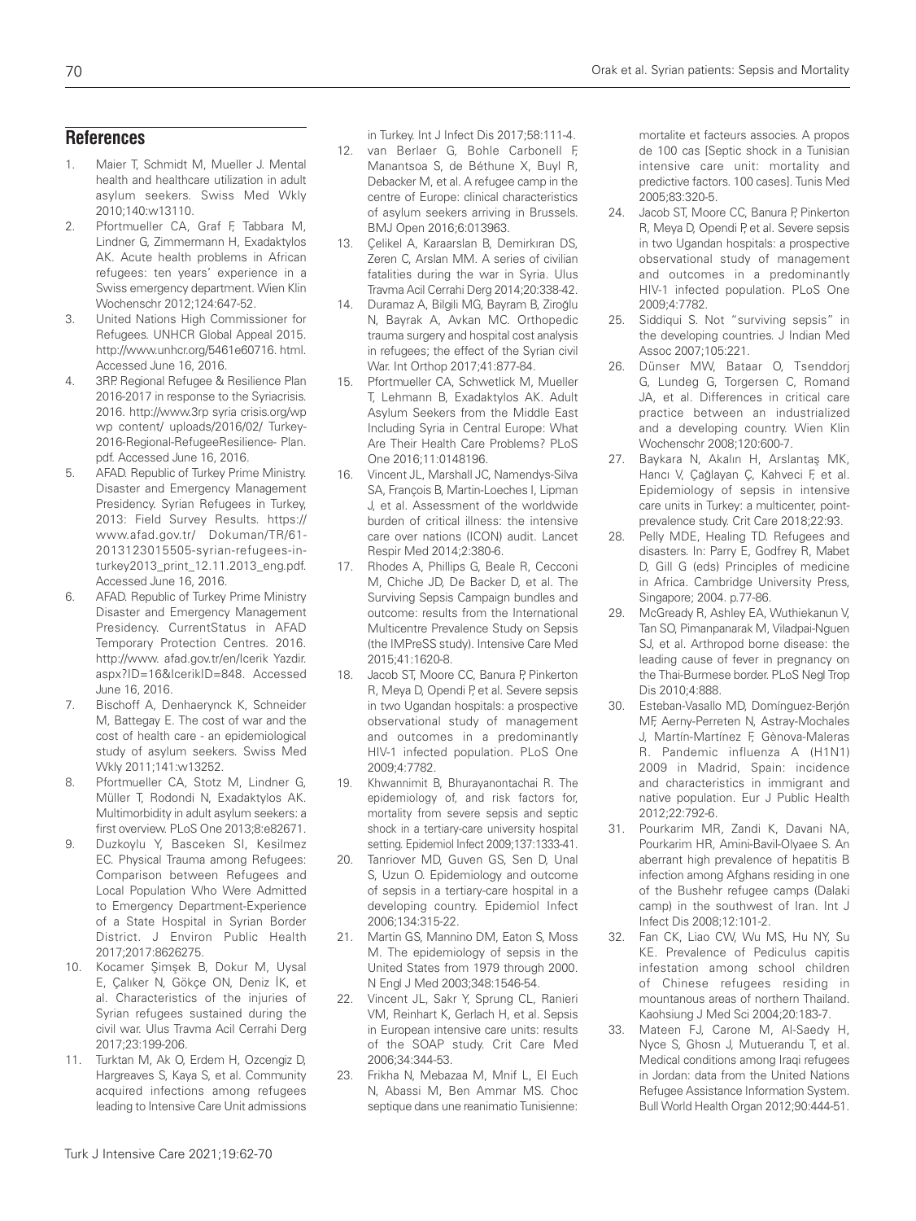## References

1. Maier T, Schmidt M, Mueller J. Mental health and healthcare utilization in adult asylum seekers. Swiss Med Wkly 2010;140:w13110.
2. Pfortmueller CA, Graf F, Tabbara M, Lindner G, Zimmermann H, Exadaktylos AK. Acute health problems in African refugees: ten years' experience in a Swiss emergency department. Wien Klin Wochenschr 2012;124:647-52.
3. United Nations High Commissioner for Refugees. UNHCR Global Appeal 2015. http://www.unhcr.org/5461e60716. html. Accessed June 16, 2016.
4. 3RP. Regional Refugee & Resilience Plan 2016-2017 in response to the Syriacrisis. 2016. http://www.3rp syria crisis.org/wp wp content/ uploads/2016/02/ Turkey-2016-Regional-RefugeeResilience- Plan. pdf. Accessed June 16, 2016.
5. AFAD. Republic of Turkey Prime Ministry. Disaster and Emergency Management Presidency. Syrian Refugees in Turkey, 2013: Field Survey Results. https:// www.afad.gov.tr/ Dokuman/TR/61-2013123015505-syrian-refugees-in-turkey2013_print_12.11.2013_eng.pdf. Accessed June 16, 2016.
6. AFAD. Republic of Turkey Prime Ministry Disaster and Emergency Management Presidency. CurrentStatus in AFAD Temporary Protection Centres. 2016. http://www. afad.gov.tr/en/Icerik Yazdir. aspx?ID=16&IcerikID=848. Accessed June 16, 2016.
7. Bischoff A, Denhaerynck K, Schneider M, Battegay E. The cost of war and the cost of health care - an epidemiological study of asylum seekers. Swiss Med Wkly 2011;141:w13252.
8. Pfortmueller CA, Stotz M, Lindner G, Müller T, Rodondi N, Exadaktylos AK. Multimorbidity in adult asylum seekers: a first overview. PLoS One 2013;8:e82671.
9. Duzkoylu Y, Basceken SI, Kesilmez EC. Physical Trauma among Refugees: Comparison between Refugees and Local Population Who Were Admitted to Emergency Department-Experience of a State Hospital in Syrian Border District. J Environ Public Health 2017;2017:8626275.
10. Kocamer Şimşek B, Dokur M, Uysal E, Çalıker N, Gökçe ON, Deniz İK, et al. Characteristics of the injuries of Syrian refugees sustained during the civil war. Ulus Travma Acil Cerrahi Derg 2017;23:199-206.
11. Turktan M, Ak O, Erdem H, Ozcengiz D, Hargreaves S, Kaya S, et al. Community acquired infections among refugees leading to Intensive Care Unit admissions in Turkey. Int J Infect Dis 2017;58:111-4.
12. van Berlaer G, Bohle Carbonell F, Manantsoa S, de Béthune X, Buyl R, Debacker M, et al. A refugee camp in the centre of Europe: clinical characteristics of asylum seekers arriving in Brussels. BMJ Open 2016;6:013963.
13. Çelikel A, Karaarslan B, Demirkıran DS, Zeren C, Arslan MM. A series of civilian fatalities during the war in Syria. Ulus Travma Acil Cerrahi Derg 2014;20:338-42.
14. Duramaz A, Bilgili MG, Bayram B, Ziroğlu N, Bayrak A, Avkan MC. Orthopedic trauma surgery and hospital cost analysis in refugees; the effect of the Syrian civil War. Int Orthop 2017;41:877-84.
15. Pfortmueller CA, Schwetlick M, Mueller T, Lehmann B, Exadaktylos AK. Adult Asylum Seekers from the Middle East Including Syria in Central Europe: What Are Their Health Care Problems? PLoS One 2016;11:0148196.
16. Vincent JL, Marshall JC, Namendys-Silva SA, François B, Martin-Loeches I, Lipman J, et al. Assessment of the worldwide burden of critical illness: the intensive care over nations (ICON) audit. Lancet Respir Med 2014;2:380-6.
17. Rhodes A, Phillips G, Beale R, Cecconi M, Chiche JD, De Backer D, et al. The Surviving Sepsis Campaign bundles and outcome: results from the International Multicentre Prevalence Study on Sepsis (the IMPreSS study). Intensive Care Med 2015;41:1620-8.
18. Jacob ST, Moore CC, Banura P, Pinkerton R, Meya D, Opendi P, et al. Severe sepsis in two Ugandan hospitals: a prospective observational study of management and outcomes in a predominantly HIV-1 infected population. PLoS One 2009;4:7782.
19. Khwannimit B, Bhurayanontachai R. The epidemiology of, and risk factors for, mortality from severe sepsis and septic shock in a tertiary-care university hospital setting. Epidemiol Infect 2009;137:1333-41.
20. Tanriover MD, Guven GS, Sen D, Unal S, Uzun O. Epidemiology and outcome of sepsis in a tertiary-care hospital in a developing country. Epidemiol Infect 2006;134:315-22.
21. Martin GS, Mannino DM, Eaton S, Moss M. The epidemiology of sepsis in the United States from 1979 through 2000. N Engl J Med 2003;348:1546-54.
22. Vincent JL, Sakr Y, Sprung CL, Ranieri VM, Reinhart K, Gerlach H, et al. Sepsis in European intensive care units: results of the SOAP study. Crit Care Med 2006;34:344-53.
23. Frikha N, Mebazaa M, Mnif L, El Euch N, Abassi M, Ben Ammar MS. Choc septique dans une reanimatio Tunisienne: mortalite et facteurs associes. A propos de 100 cas [Septic shock in a Tunisian intensive care unit: mortality and predictive factors. 100 cases]. Tunis Med 2005;83:320-5.
24. Jacob ST, Moore CC, Banura P, Pinkerton R, Meya D, Opendi P, et al. Severe sepsis in two Ugandan hospitals: a prospective observational study of management and outcomes in a predominantly HIV-1 infected population. PLoS One 2009;4:7782.
25. Siddiqui S. Not "surviving sepsis" in the developing countries. J Indian Med Assoc 2007;105:221.
26. Dünser MW, Bataar O, Tsenddorj G, Lundeg G, Torgersen C, Romand JA, et al. Differences in critical care practice between an industrialized and a developing country. Wien Klin Wochenschr 2008;120:600-7.
27. Baykara N, Akalın H, Arslantaş MK, Hancı V, Çağlayan Ç, Kahveci F, et al. Epidemiology of sepsis in intensive care units in Turkey: a multicenter, point-prevalence study. Crit Care 2018;22:93.
28. Pelly MDE, Healing TD. Refugees and disasters. In: Parry E, Godfrey R, Mabet D, Gill G (eds) Principles of medicine in Africa. Cambridge University Press, Singapore; 2004. p.77-86.
29. McGready R, Ashley EA, Wuthiekanun V, Tan SO, Pimanpanarak M, Viladpai-Nguen SJ, et al. Arthropod borne disease: the leading cause of fever in pregnancy on the Thai-Burmese border. PLoS Negl Trop Dis 2010;4:888.
30. Esteban-Vasallo MD, Domínguez-Berjón MF, Aerny-Perreten N, Astray-Mochales J, Martín-Martínez F, Gènova-Maleras R. Pandemic influenza A (H1N1) 2009 in Madrid, Spain: incidence and characteristics in immigrant and native population. Eur J Public Health 2012;22:792-6.
31. Pourkarim MR, Zandi K, Davani NA, Pourkarim HR, Amini-Bavil-Olyaee S. An aberrant high prevalence of hepatitis B infection among Afghans residing in one of the Bushehr refugee camps (Dalaki camp) in the southwest of Iran. Int J Infect Dis 2008;12:101-2.
32. Fan CK, Liao CW, Wu MS, Hu NY, Su KE. Prevalence of Pediculus capitis infestation among school children of Chinese refugees residing in mountanous areas of northern Thailand. Kaohsiung J Med Sci 2004;20:183-7.
33. Mateen FJ, Carone M, Al-Saedy H, Nyce S, Ghosn J, Mutuerandu T, et al. Medical conditions among Iraqi refugees in Jordan: data from the United Nations Refugee Assistance Information System. Bull World Health Organ 2012;90:444-51.